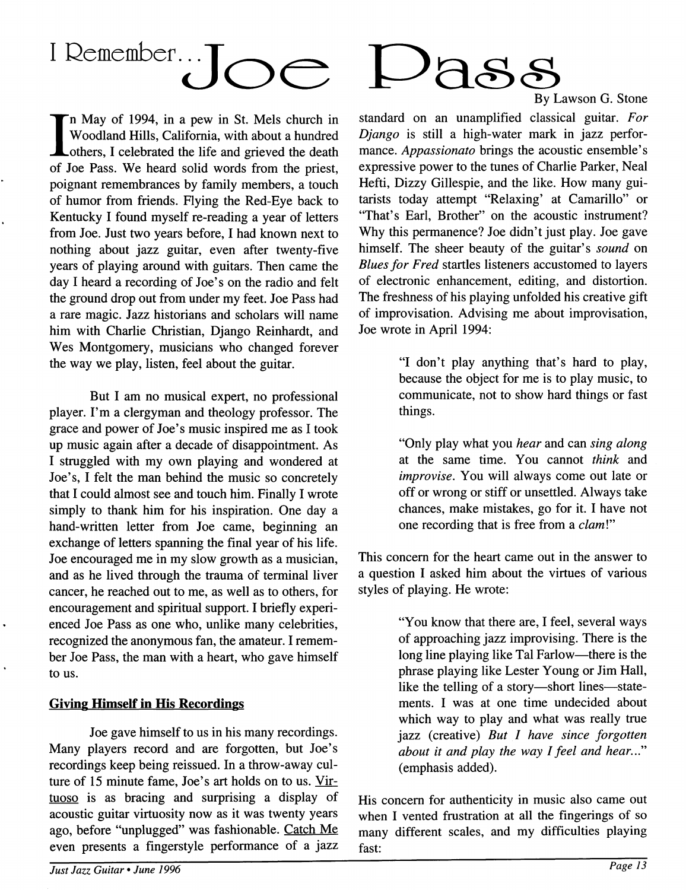# I Remember... Joe Pass

By Lawson G. Stone

In May of 1994, in a pew in St. Mels church in Woodland Hills, California, with about a hundred others, I celebrated the life and grieved the death of Joe Pass. We heard solid words from the priest, poignant remembrances by family members, a touch of humor from friends. Flying the Red-Eye back to Kentucky I found myself re-reading a year of letters from Joe. Just two years before, I had known next to nothing about jazz guitar, even after twenty-five years of playing around with guitars. Then came the day I heard a recording of Joe's on the radio and felt the ground drop out from under my feet. Joe Pass had a rare magic. Jazz historians and scholars will name him with Charlie Christian, Django Reinhardt, and Wes Montgomery, musicians who changed forever the way we play, listen, feel about the guitar.

But I am no musical expert, no professional player. I'm a clergyman and theology professor. The grace and power of Joe's music inspired me as I took up music again after a decade of disappointment. As I struggled with my own playing and wondered at Joe's, I felt the man behind the music so concretely that I could almost see and touch him. Finally I wrote simply to thank him for his inspiration. One day a hand-written letter from Joe came, beginning an exchange of letters spanning the final year of his life. Joe encouraged me in my slow growth as a musician, and as he lived through the trauma of terminal liver cancer, he reached out to me, as well as to others, for encouragement and spiritual support. I briefly experienced Joe Pass as one who, unlike many celebrities, recognized the anonymous fan, the amateur. I remember Joe Pass, the man with a heart, who gave himself to us.

## Giving Himself in His Recordings

Joe gave himself to us in his many recordings. Many players record and are forgotten, but Joe's recordings keep being reissued. In a throw-away culture of 15 minute fame, Joe's art holds on to us. Virtuoso is as bracing and surprising a display of acoustic guitar virtuosity now as it was twenty years ago, before "unplugged" was fashionable. Catch Me even presents a fingerstyle performance of a jazz standard on an unamplified classical guitar. *For Django* is still a high-water mark in jazz performance. *Appassionato* brings the acoustic ensemble's expressive power to the tunes of Charlie Parker, Neal Hefti, Dizzy Gillespie, and the like. How many guitarists today attempt "Relaxing' at Camarillo" or "That's Earl, Brother" on the acoustic instrument? Why this permanence? Joe didn't just play. Joe gave himself. The sheer beauty of the guitar's *sound* on *Blues for Fred* startles listeners accustomed to layers of electronic enhancement, editing, and distortion. The freshness of his playing unfolded his creative gift of improvisation. Advising me about improvisation, Joe wrote in April 1994:

> "I don't play anything that's hard to play, because the object for me is to play music, to communicate, not to show hard things or fast things.
>
> "Only play what you *hear* and can *sing along* at the same time. You cannot *think* and *improvise*. You will always come out late or off or wrong or stiff or unsettled. Always take chances, make mistakes, go for it. I have not one recording that is free from a *clam*!"

This concern for the heart came out in the answer to a question I asked him about the virtues of various styles of playing. He wrote:

> "You know that there are, I feel, several ways of approaching jazz improvising. There is the long line playing like Tal Farlow—there is the phrase playing like Lester Young or Jim Hall, like the telling of a story—short lines—statements. I was at one time undecided about which way to play and what was really true jazz (creative) *But I have since forgotten about it and play the way I feel and hear...*" (emphasis added).

His concern for authenticity in music also came out when I vented frustration at all the fingerings of so many different scales, and my difficulties playing fast: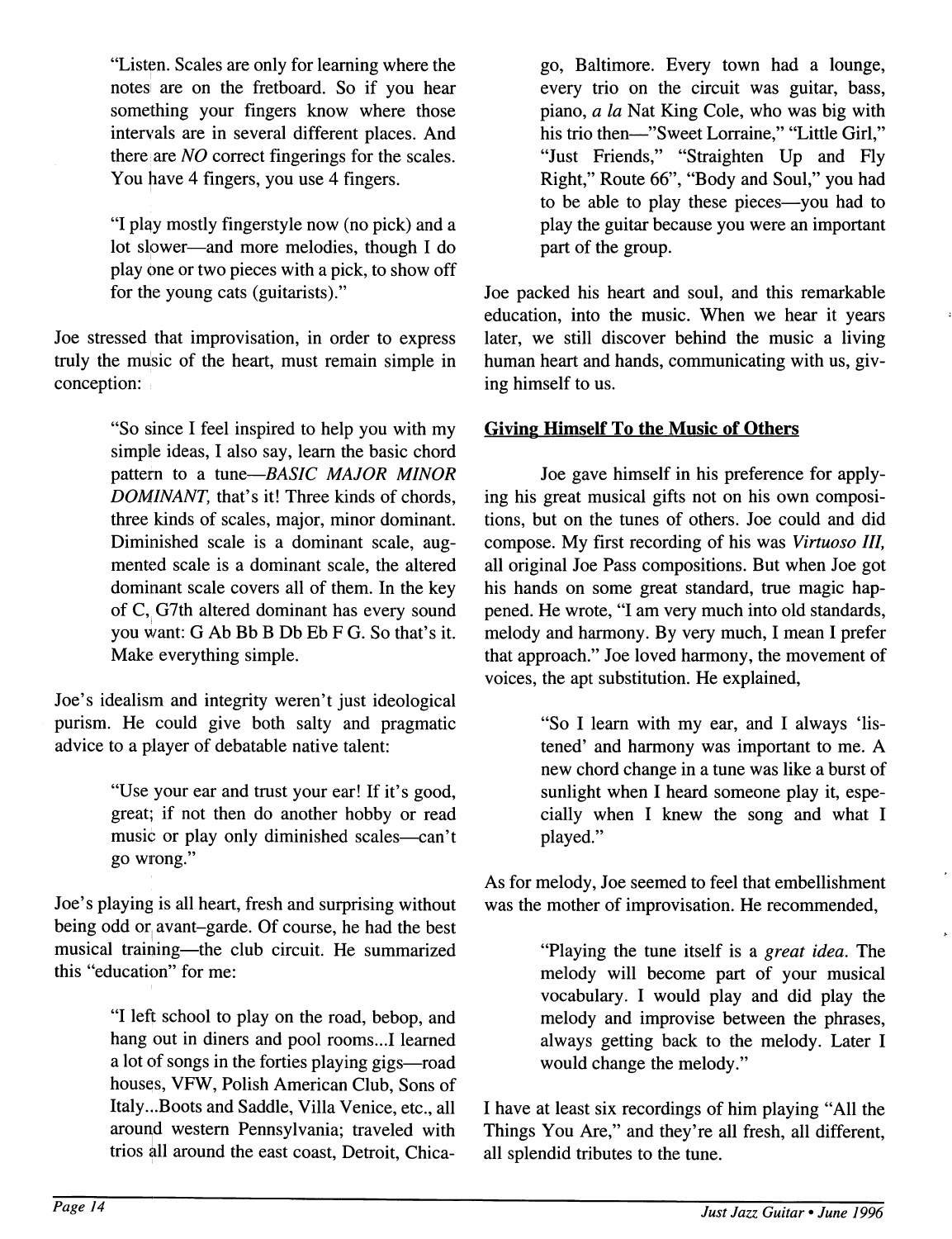"Listen. Scales are only for learning where the notes are on the fretboard. So if you hear something your fingers know where those intervals are in several different places. And there are *NO* correct fingerings for the scales. You have 4 fingers, you use 4 fingers.

"I play mostly fingerstyle now (no pick) and a lot slower—and more melodies, though I do play one or two pieces with a pick, to show off for the young cats (guitarists)."

Joe stressed that improvisation, in order to express truly the music of the heart, must remain simple in conception:

> "So since I feel inspired to help you with my simple ideas, I also say, learn the basic chord pattern to a tune—*BASIC MAJOR MINOR DOMINANT,* that's it! Three kinds of chords, three kinds of scales, major, minor dominant. Diminished scale is a dominant scale, augmented scale is a dominant scale, the altered dominant scale covers all of them. In the key of C, G7th altered dominant has every sound you want: G Ab Bb B Db Eb F G. So that's it. Make everything simple.

Joe's idealism and integrity weren't just ideological purism. He could give both salty and pragmatic advice to a player of debatable native talent:

> "Use your ear and trust your ear! If it's good, great; if not then do another hobby or read music or play only diminished scales—can't go wrong."

Joe's playing is all heart, fresh and surprising without being odd or avant–garde. Of course, he had the best musical training—the club circuit. He summarized this "education" for me:

> "I left school to play on the road, bebop, and hang out in diners and pool rooms...I learned a lot of songs in the forties playing gigs—road houses, VFW, Polish American Club, Sons of Italy...Boots and Saddle, Villa Venice, etc., all around western Pennsylvania; traveled with trios all around the east coast, Detroit, Chicago, Baltimore. Every town had a lounge, every trio on the circuit was guitar, bass, piano, *a la* Nat King Cole, who was big with his trio then—"Sweet Lorraine," "Little Girl," "Just Friends," "Straighten Up and Fly Right," Route 66", "Body and Soul," you had to be able to play these pieces—you had to play the guitar because you were an important part of the group.

Joe packed his heart and soul, and this remarkable education, into the music. When we hear it years later, we still discover behind the music a living human heart and hands, communicating with us, giving himself to us.

## Giving Himself To the Music of Others

Joe gave himself in his preference for applying his great musical gifts not on his own compositions, but on the tunes of others. Joe could and did compose. My first recording of his was *Virtuoso III,* all original Joe Pass compositions. But when Joe got his hands on some great standard, true magic happened. He wrote, "I am very much into old standards, melody and harmony. By very much, I mean I prefer that approach." Joe loved harmony, the movement of voices, the apt substitution. He explained,

> "So I learn with my ear, and I always 'listened' and harmony was important to me. A new chord change in a tune was like a burst of sunlight when I heard someone play it, especially when I knew the song and what I played."

As for melody, Joe seemed to feel that embellishment was the mother of improvisation. He recommended,

> "Playing the tune itself is a *great idea.* The melody will become part of your musical vocabulary. I would play and did play the melody and improvise between the phrases, always getting back to the melody. Later I would change the melody."

I have at least six recordings of him playing "All the Things You Are," and they're all fresh, all different, all splendid tributes to the tune.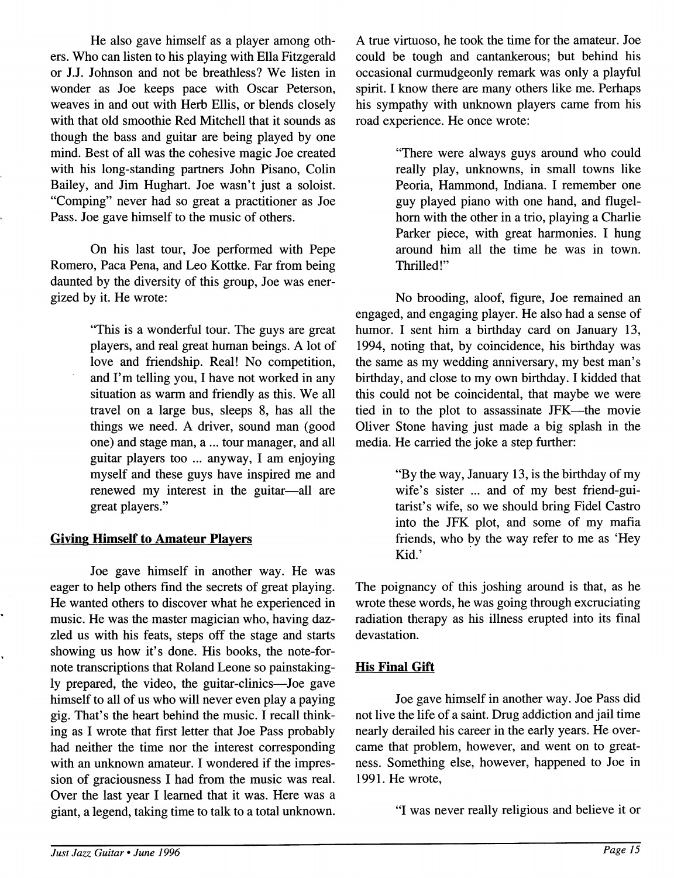He also gave himself as a player among others. Who can listen to his playing with Ella Fitzgerald or J.J. Johnson and not be breathless? We listen in wonder as Joe keeps pace with Oscar Peterson, weaves in and out with Herb Ellis, or blends closely with that old smoothie Red Mitchell that it sounds as though the bass and guitar are being played by one mind. Best of all was the cohesive magic Joe created with his long-standing partners John Pisano, Colin Bailey, and Jim Hughart. Joe wasn't just a soloist. "Comping" never had so great a practitioner as Joe Pass. Joe gave himself to the music of others.

On his last tour, Joe performed with Pepe Romero, Paca Pena, and Leo Kottke. Far from being daunted by the diversity of this group, Joe was energized by it. He wrote:

> "This is a wonderful tour. The guys are great players, and real great human beings. A lot of love and friendship. Real! No competition, and I'm telling you, I have not worked in any situation as warm and friendly as this. We all travel on a large bus, sleeps 8, has all the things we need. A driver, sound man (good one) and stage man, a ... tour manager, and all guitar players too ... anyway, I am enjoying myself and these guys have inspired me and renewed my interest in the guitar—all are great players."

## Giving Himself to Amateur Players

Joe gave himself in another way. He was eager to help others find the secrets of great playing. He wanted others to discover what he experienced in music. He was the master magician who, having dazzled us with his feats, steps off the stage and starts showing us how it's done. His books, the note-for-note transcriptions that Roland Leone so painstakingly prepared, the video, the guitar-clinics—Joe gave himself to all of us who will never even play a paying gig. That's the heart behind the music. I recall thinking as I wrote that first letter that Joe Pass probably had neither the time nor the interest corresponding with an unknown amateur. I wondered if the impression of graciousness I had from the music was real. Over the last year I learned that it was. Here was a giant, a legend, taking time to talk to a total unknown. A true virtuoso, he took the time for the amateur. Joe could be tough and cantankerous; but behind his occasional curmudgeonly remark was only a playful spirit. I know there are many others like me. Perhaps his sympathy with unknown players came from his road experience. He once wrote:

> "There were always guys around who could really play, unknowns, in small towns like Peoria, Hammond, Indiana. I remember one guy played piano with one hand, and flugelhorn with the other in a trio, playing a Charlie Parker piece, with great harmonies. I hung around him all the time he was in town. Thrilled!"

No brooding, aloof, figure, Joe remained an engaged, and engaging player. He also had a sense of humor. I sent him a birthday card on January 13, 1994, noting that, by coincidence, his birthday was the same as my wedding anniversary, my best man's birthday, and close to my own birthday. I kidded that this could not be coincidental, that maybe we were tied in to the plot to assassinate JFK—the movie Oliver Stone having just made a big splash in the media. He carried the joke a step further:

> "By the way, January 13, is the birthday of my wife's sister ... and of my best friend-guitarist's wife, so we should bring Fidel Castro into the JFK plot, and some of my mafia friends, who by the way refer to me as 'Hey Kid.'

The poignancy of this joshing around is that, as he wrote these words, he was going through excruciating radiation therapy as his illness erupted into its final devastation.

## His Final Gift

Joe gave himself in another way. Joe Pass did not live the life of a saint. Drug addiction and jail time nearly derailed his career in the early years. He overcame that problem, however, and went on to greatness. Something else, however, happened to Joe in 1991. He wrote,

> "I was never really religious and believe it or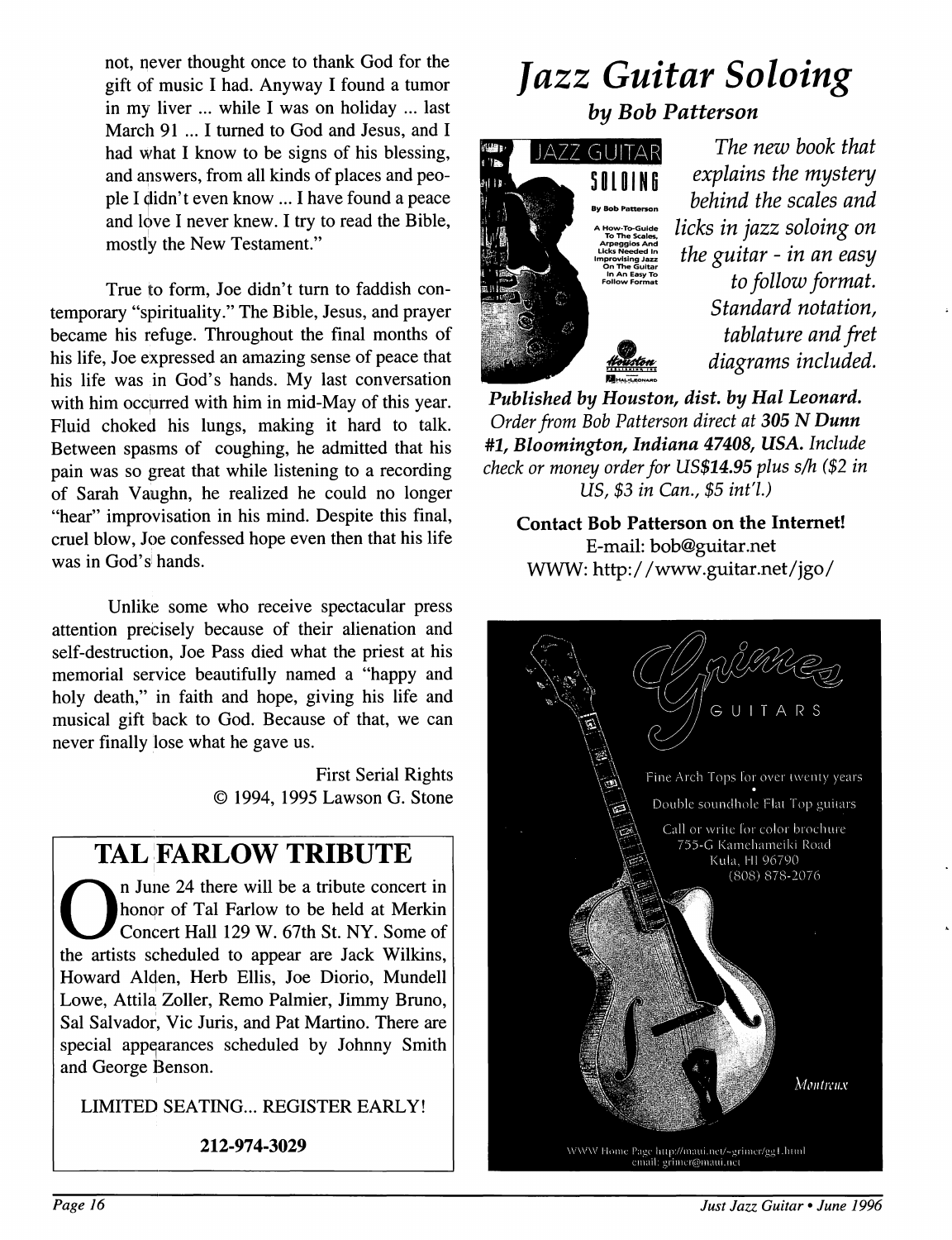not, never thought once to thank God for the gift of music I had. Anyway I found a tumor in my liver ... while I was on holiday ... last March 91 ... I turned to God and Jesus, and I had what I know to be signs of his blessing, and answers, from all kinds of places and people I didn't even know ... I have found a peace and love I never knew. I try to read the Bible, mostly the New Testament."

True to form, Joe didn't turn to faddish contemporary "spirituality." The Bible, Jesus, and prayer became his refuge. Throughout the final months of his life, Joe expressed an amazing sense of peace that his life was in God's hands. My last conversation with him occurred with him in mid-May of this year. Fluid choked his lungs, making it hard to talk. Between spasms of coughing, he admitted that his pain was so great that while listening to a recording of Sarah Vaughn, he realized he could no longer "hear" improvisation in his mind. Despite this final, cruel blow, Joe confessed hope even then that his life was in God's hands.

Unlike some who receive spectacular press attention precisely because of their alienation and self-destruction, Joe Pass died what the priest at his memorial service beautifully named a "happy and holy death," in faith and hope, giving his life and musical gift back to God. Because of that, we can never finally lose what he gave us.

First Serial Rights
© 1994, 1995 Lawson G. Stone

## TAL FARLOW TRIBUTE

On June 24 there will be a tribute concert in honor of Tal Farlow to be held at Merkin Concert Hall 129 W. 67th St. NY. Some of the artists scheduled to appear are Jack Wilkins, Howard Alden, Herb Ellis, Joe Diorio, Mundell Lowe, Attila Zoller, Remo Palmier, Jimmy Bruno, Sal Salvador, Vic Juris, and Pat Martino. There are special appearances scheduled by Johnny Smith and George Benson.

LIMITED SEATING... REGISTER EARLY!

**212-974-3029**

# *Jazz Guitar Soloing*

### *by Bob Patterson*

*The new book that explains the mystery behind the scales and licks in jazz soloing on the guitar - in an easy to follow format. Standard notation, tablature and fret diagrams included.*

***Published by Houston, dist. by Hal Leonard.*** *Order from Bob Patterson direct at* ***305 N Dunn #1, Bloomington, Indiana 47408, USA.*** *Include check or money order for US****$14.95*** *plus s/h ($2 in US, $3 in Can., $5 int'l.)*

**Contact Bob Patterson on the Internet!**
E-mail: bob@guitar.net
WWW: http://www.guitar.net/jgo/

Grimes GUITARS

Fine Arch Tops for over twenty years
•
Double soundhole Flat Top guitars

Call or write for color brochure
755-G Kamehameiki Road
Kula, HI 96790
(808) 878-2076

Montreux

WWW Home Page http://maui.net/~grimer/ggl.html
email: grimer@maui.net